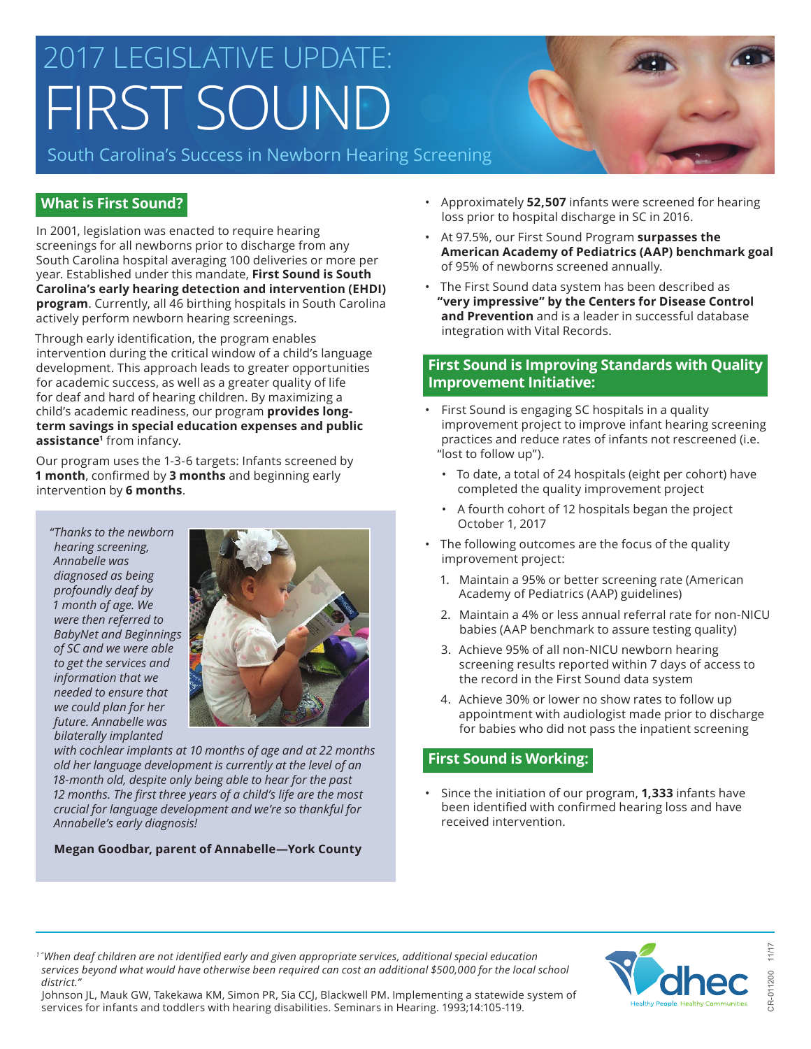# 2017 LEGISLATIVE UPDATE: FIRST SOUND

South Carolina's Success in Newborn Hearing Screening

## What is First Sound?

In 2001, legislation was enacted to require hearing screenings for all newborns prior to discharge from any South Carolina hospital averaging 100 deliveries or more per year. Established under this mandate, **First Sound is South Carolina's early hearing detection and intervention (EHDI) program**. Currently, all 46 birthing hospitals in South Carolina actively perform newborn hearing screenings.

Through early identification, the program enables intervention during the critical window of a child's language development. This approach leads to greater opportunities for academic success, as well as a greater quality of life for deaf and hard of hearing children. By maximizing a child's academic readiness, our program **provides long-term savings in special education expenses and public assistance**[1] from infancy.

Our program uses the 1-3-6 targets: Infants screened by **1 month**, confirmed by **3 months** and beginning early intervention by **6 months**.

*"Thanks to the newborn hearing screening, Annabelle was diagnosed as being profoundly deaf by 1 month of age. We were then referred to BabyNet and Beginnings of SC and we were able to get the services and information that we needed to ensure that we could plan for her future. Annabelle was bilaterally implanted with cochlear implants at 10 months of age and at 22 months old her language development is currently at the level of an 18-month old, despite only being able to hear for the past 12 months. The first three years of a child's life are the most crucial for language development and we're so thankful for Annabelle's early diagnosis!*

**Megan Goodbar, parent of Annabelle—York County**

- Approximately **52,507** infants were screened for hearing loss prior to hospital discharge in SC in 2016.
- At 97.5%, our First Sound Program **surpasses the American Academy of Pediatrics (AAP) benchmark goal** of 95% of newborns screened annually.
- The First Sound data system has been described as **"very impressive" by the Centers for Disease Control and Prevention** and is a leader in successful database integration with Vital Records.

## First Sound is Improving Standards with Quality Improvement Initiative:

- First Sound is engaging SC hospitals in a quality improvement project to improve infant hearing screening practices and reduce rates of infants not rescreened (i.e. "lost to follow up").
  - To date, a total of 24 hospitals (eight per cohort) have completed the quality improvement project
  - A fourth cohort of 12 hospitals began the project October 1, 2017
- The following outcomes are the focus of the quality improvement project:
  1. Maintain a 95% or better screening rate (American Academy of Pediatrics (AAP) guidelines)
  2. Maintain a 4% or less annual referral rate for non-NICU babies (AAP benchmark to assure testing quality)
  3. Achieve 95% of all non-NICU newborn hearing screening results reported within 7 days of access to the record in the First Sound data system
  4. Achieve 30% or lower no show rates to follow up appointment with audiologist made prior to discharge for babies who did not pass the inpatient screening

## First Sound is Working:

- Since the initiation of our program, **1,333** infants have been identified with confirmed hearing loss and have received intervention.

---

[1] *"When deaf children are not identified early and given appropriate services, additional special education services beyond what would have otherwise been required can cost an additional $500,000 for the local school district."*
Johnson JL, Mauk GW, Takekawa KM, Simon PR, Sia CCJ, Blackwell PM. Implementing a statewide system of services for infants and toddlers with hearing disabilities. Seminars in Hearing. 1993;14:105-119.

dhec — Healthy People. Healthy Communities.

CR-011200 11/17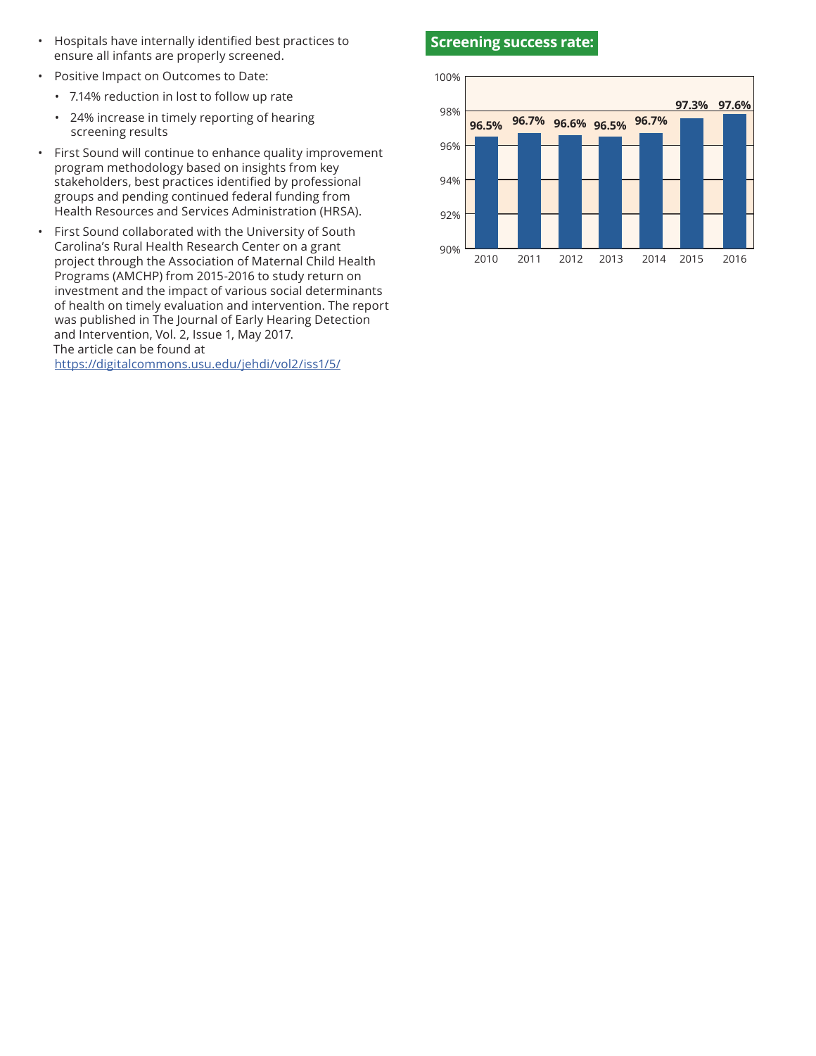- Hospitals have internally identified best practices to ensure all infants are properly screened.
- Positive Impact on Outcomes to Date:
  - 7.14% reduction in lost to follow up rate
  - 24% increase in timely reporting of hearing screening results
- First Sound will continue to enhance quality improvement program methodology based on insights from key stakeholders, best practices identified by professional groups and pending continued federal funding from Health Resources and Services Administration (HRSA).
- First Sound collaborated with the University of South Carolina's Rural Health Research Center on a grant project through the Association of Maternal Child Health Programs (AMCHP) from 2015-2016 to study return on investment and the impact of various social determinants of health on timely evaluation and intervention. The report was published in The Journal of Early Hearing Detection and Intervention, Vol. 2, Issue 1, May 2017. The article can be found at https://digitalcommons.usu.edu/jehdi/vol2/iss1/5/

**Screening success rate:**

100%
98%
96%
94%
92%
90%

96.5% 96.7% 96.6% 96.5% 96.7% 97.3% 97.6%

2010 2011 2012 2013 2014 2015 2016